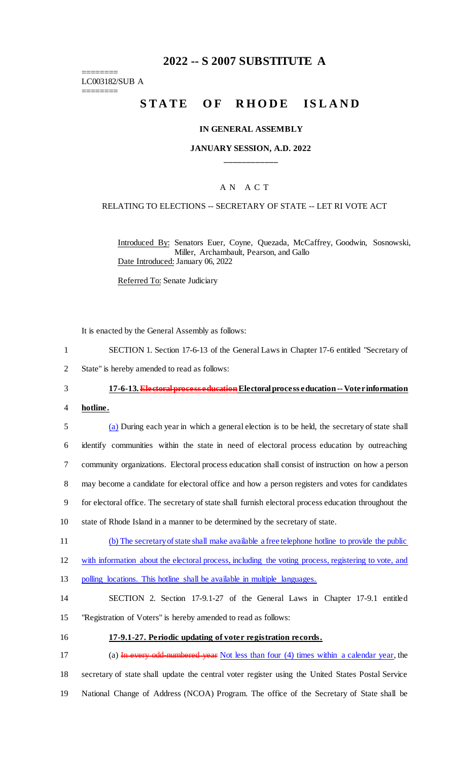# 2022 -- S 2007 SUBSTITUTE A

========
LC003182/SUB A
========

## STATE OF RHODE ISLAND

### IN GENERAL ASSEMBLY

### JANUARY SESSION, A.D. 2022

\_\_\_\_\_\_\_\_\_\_\_\_

A N A C T

RELATING TO ELECTIONS -- SECRETARY OF STATE -- LET RI VOTE ACT

Introduced By: Senators Euer, Coyne, Quezada, McCaffrey, Goodwin, Sosnowski, Miller, Archambault, Pearson, and Gallo

Date Introduced: January 06, 2022

Referred To: Senate Judiciary

It is enacted by the General Assembly as follows:

1 SECTION 1. Section 17-6-13 of the General Laws in Chapter 17-6 entitled "Secretary of
2 State" is hereby amended to read as follows:

3 **17-6-13. ~~Electoral process education~~ Electoral process education -- Voter information**
4 **hotline.**

5 (a) During each year in which a general election is to be held, the secretary of state shall
6 identify communities within the state in need of electoral process education by outreaching
7 community organizations. Electoral process education shall consist of instruction on how a person
8 may become a candidate for electoral office and how a person registers and votes for candidates
9 for electoral office. The secretary of state shall furnish electoral process education throughout the
10 state of Rhode Island in a manner to be determined by the secretary of state.

11 (b) The secretary of state shall make available a free telephone hotline to provide the public
12 with information about the electoral process, including the voting process, registering to vote, and
13 polling locations. This hotline shall be available in multiple languages.

14 SECTION 2. Section 17-9.1-27 of the General Laws in Chapter 17-9.1 entitled
15 "Registration of Voters" is hereby amended to read as follows:

16 **17-9.1-27. Periodic updating of voter registration records.**

17 (a) ~~In every odd-numbered year~~ Not less than four (4) times within a calendar year, the
18 secretary of state shall update the central voter register using the United States Postal Service
19 National Change of Address (NCOA) Program. The office of the Secretary of State shall be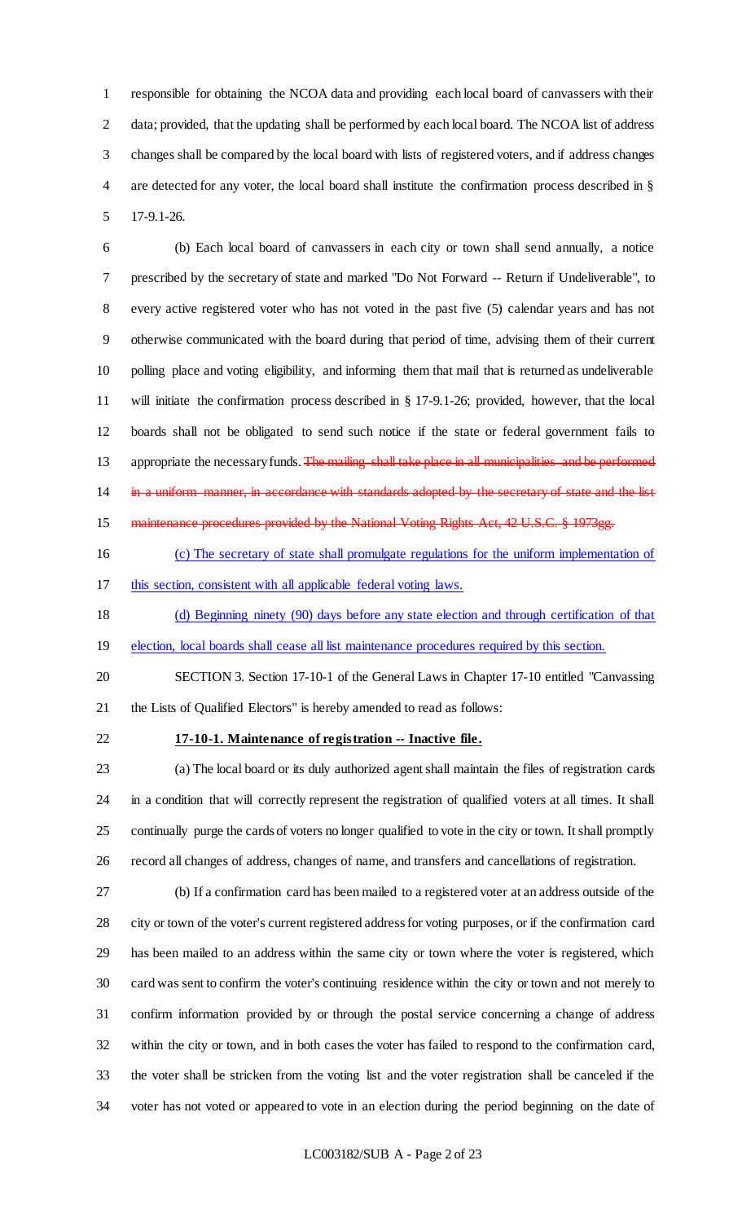responsible for obtaining the NCOA data and providing each local board of canvassers with their data; provided, that the updating shall be performed by each local board. The NCOA list of address changes shall be compared by the local board with lists of registered voters, and if address changes are detected for any voter, the local board shall institute the confirmation process described in § 17-9.1-26.

(b) Each local board of canvassers in each city or town shall send annually, a notice prescribed by the secretary of state and marked "Do Not Forward -- Return if Undeliverable", to every active registered voter who has not voted in the past five (5) calendar years and has not otherwise communicated with the board during that period of time, advising them of their current polling place and voting eligibility, and informing them that mail that is returned as undeliverable will initiate the confirmation process described in § 17-9.1-26; provided, however, that the local boards shall not be obligated to send such notice if the state or federal government fails to appropriate the necessary funds. ~~The mailing shall take place in all municipalities and be performed in a uniform manner, in accordance with standards adopted by the secretary of state and the list maintenance procedures provided by the National Voting Rights Act, 42 U.S.C. § 1973gg.~~

<u>(c) The secretary of state shall promulgate regulations for the uniform implementation of this section, consistent with all applicable federal voting laws.</u>

<u>(d) Beginning ninety (90) days before any state election and through certification of that election, local boards shall cease all list maintenance procedures required by this section.</u>

SECTION 3. Section 17-10-1 of the General Laws in Chapter 17-10 entitled "Canvassing the Lists of Qualified Electors" is hereby amended to read as follows:

**17-10-1. Maintenance of registration -- Inactive file.**

(a) The local board or its duly authorized agent shall maintain the files of registration cards in a condition that will correctly represent the registration of qualified voters at all times. It shall continually purge the cards of voters no longer qualified to vote in the city or town. It shall promptly record all changes of address, changes of name, and transfers and cancellations of registration.

(b) If a confirmation card has been mailed to a registered voter at an address outside of the city or town of the voter's current registered address for voting purposes, or if the confirmation card has been mailed to an address within the same city or town where the voter is registered, which card was sent to confirm the voter's continuing residence within the city or town and not merely to confirm information provided by or through the postal service concerning a change of address within the city or town, and in both cases the voter has failed to respond to the confirmation card, the voter shall be stricken from the voting list and the voter registration shall be canceled if the voter has not voted or appeared to vote in an election during the period beginning on the date of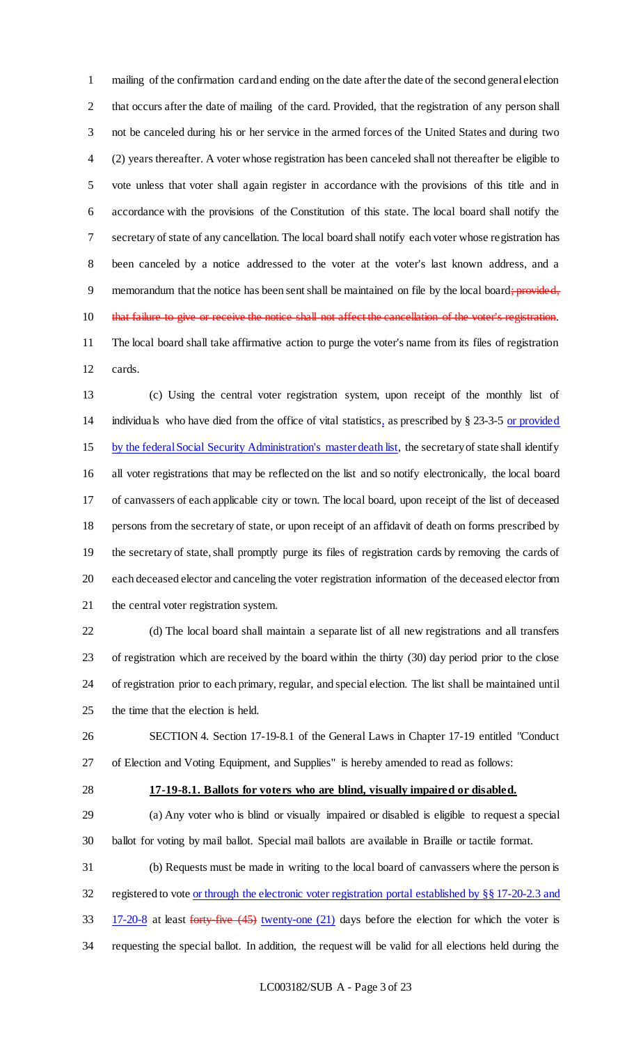mailing of the confirmation card and ending on the date after the date of the second general election that occurs after the date of mailing of the card. Provided, that the registration of any person shall not be canceled during his or her service in the armed forces of the United States and during two (2) years thereafter. A voter whose registration has been canceled shall not thereafter be eligible to vote unless that voter shall again register in accordance with the provisions of this title and in accordance with the provisions of the Constitution of this state. The local board shall notify the secretary of state of any cancellation. The local board shall notify each voter whose registration has been canceled by a notice addressed to the voter at the voter's last known address, and a memorandum that the notice has been sent shall be maintained on file by the local board~~; provided, that failure to give or receive the notice shall not affect the cancellation of the voter's registration~~. The local board shall take affirmative action to purge the voter's name from its files of registration cards.

(c) Using the central voter registration system, upon receipt of the monthly list of individuals who have died from the office of vital statistics, as prescribed by § 23-3-5 or provided by the federal Social Security Administration's master death list, the secretary of state shall identify all voter registrations that may be reflected on the list and so notify electronically, the local board of canvassers of each applicable city or town. The local board, upon receipt of the list of deceased persons from the secretary of state, or upon receipt of an affidavit of death on forms prescribed by the secretary of state, shall promptly purge its files of registration cards by removing the cards of each deceased elector and canceling the voter registration information of the deceased elector from the central voter registration system.

(d) The local board shall maintain a separate list of all new registrations and all transfers of registration which are received by the board within the thirty (30) day period prior to the close of registration prior to each primary, regular, and special election. The list shall be maintained until the time that the election is held.

SECTION 4. Section 17-19-8.1 of the General Laws in Chapter 17-19 entitled "Conduct of Election and Voting Equipment, and Supplies" is hereby amended to read as follows:

**17-19-8.1. Ballots for voters who are blind, visually impaired or disabled.**

(a) Any voter who is blind or visually impaired or disabled is eligible to request a special ballot for voting by mail ballot. Special mail ballots are available in Braille or tactile format.

(b) Requests must be made in writing to the local board of canvassers where the person is registered to vote or through the electronic voter registration portal established by §§ 17-20-2.3 and 17-20-8 at least ~~forty-five (45)~~ twenty-one (21) days before the election for which the voter is requesting the special ballot. In addition, the request will be valid for all elections held during the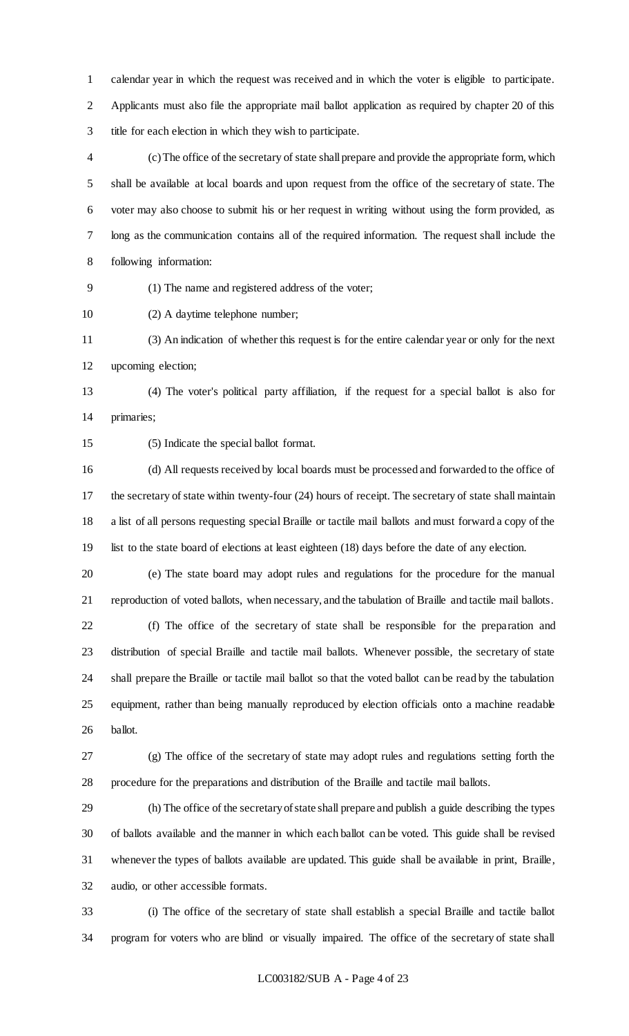calendar year in which the request was received and in which the voter is eligible to participate. Applicants must also file the appropriate mail ballot application as required by chapter 20 of this title for each election in which they wish to participate.

(c) The office of the secretary of state shall prepare and provide the appropriate form, which shall be available at local boards and upon request from the office of the secretary of state. The voter may also choose to submit his or her request in writing without using the form provided, as long as the communication contains all of the required information. The request shall include the following information:

(1) The name and registered address of the voter;

(2) A daytime telephone number;

(3) An indication of whether this request is for the entire calendar year or only for the next upcoming election;

(4) The voter's political party affiliation, if the request for a special ballot is also for primaries;

(5) Indicate the special ballot format.

(d) All requests received by local boards must be processed and forwarded to the office of the secretary of state within twenty-four (24) hours of receipt. The secretary of state shall maintain a list of all persons requesting special Braille or tactile mail ballots and must forward a copy of the list to the state board of elections at least eighteen (18) days before the date of any election.

(e) The state board may adopt rules and regulations for the procedure for the manual reproduction of voted ballots, when necessary, and the tabulation of Braille and tactile mail ballots.

(f) The office of the secretary of state shall be responsible for the preparation and distribution of special Braille and tactile mail ballots. Whenever possible, the secretary of state shall prepare the Braille or tactile mail ballot so that the voted ballot can be read by the tabulation equipment, rather than being manually reproduced by election officials onto a machine readable ballot.

(g) The office of the secretary of state may adopt rules and regulations setting forth the procedure for the preparations and distribution of the Braille and tactile mail ballots.

(h) The office of the secretary of state shall prepare and publish a guide describing the types of ballots available and the manner in which each ballot can be voted. This guide shall be revised whenever the types of ballots available are updated. This guide shall be available in print, Braille, audio, or other accessible formats.

(i) The office of the secretary of state shall establish a special Braille and tactile ballot program for voters who are blind or visually impaired. The office of the secretary of state shall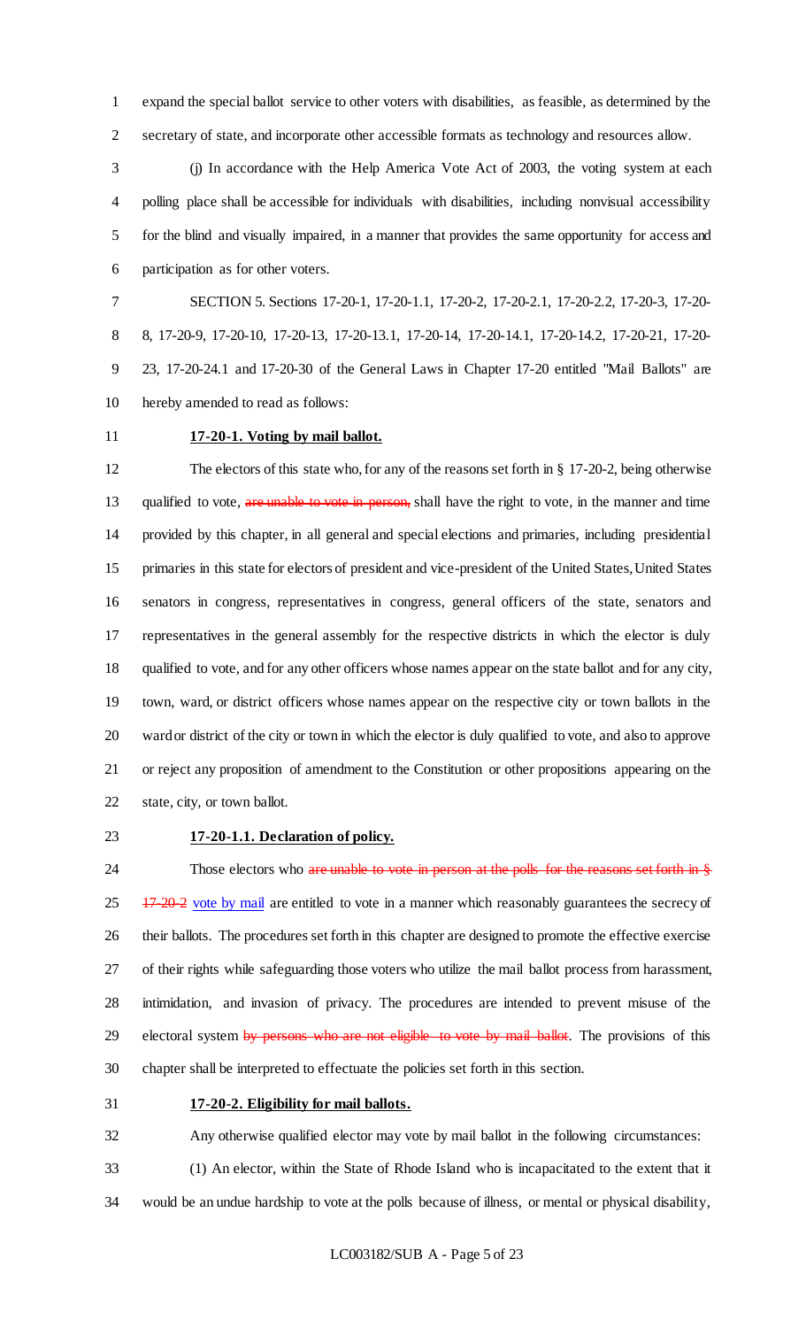expand the special ballot service to other voters with disabilities, as feasible, as determined by the secretary of state, and incorporate other accessible formats as technology and resources allow.

(j) In accordance with the Help America Vote Act of 2003, the voting system at each polling place shall be accessible for individuals with disabilities, including nonvisual accessibility for the blind and visually impaired, in a manner that provides the same opportunity for access and participation as for other voters.

SECTION 5. Sections 17-20-1, 17-20-1.1, 17-20-2, 17-20-2.1, 17-20-2.2, 17-20-3, 17-20-8, 17-20-9, 17-20-10, 17-20-13, 17-20-13.1, 17-20-14, 17-20-14.1, 17-20-14.2, 17-20-21, 17-20-23, 17-20-24.1 and 17-20-30 of the General Laws in Chapter 17-20 entitled "Mail Ballots" are hereby amended to read as follows:

**17-20-1. Voting by mail ballot.**

The electors of this state who, for any of the reasons set forth in § 17-20-2, being otherwise qualified to vote, ~~are unable to vote in person,~~ shall have the right to vote, in the manner and time provided by this chapter, in all general and special elections and primaries, including presidential primaries in this state for electors of president and vice-president of the United States, United States senators in congress, representatives in congress, general officers of the state, senators and representatives in the general assembly for the respective districts in which the elector is duly qualified to vote, and for any other officers whose names appear on the state ballot and for any city, town, ward, or district officers whose names appear on the respective city or town ballots in the ward or district of the city or town in which the elector is duly qualified to vote, and also to approve or reject any proposition of amendment to the Constitution or other propositions appearing on the state, city, or town ballot.

**17-20-1.1. Declaration of policy.**

Those electors who ~~are unable to vote in person at the polls for the reasons set forth in § 17-20-2~~ vote by mail are entitled to vote in a manner which reasonably guarantees the secrecy of their ballots. The procedures set forth in this chapter are designed to promote the effective exercise of their rights while safeguarding those voters who utilize the mail ballot process from harassment, intimidation, and invasion of privacy. The procedures are intended to prevent misuse of the electoral system ~~by persons who are not eligible to vote by mail ballot~~. The provisions of this chapter shall be interpreted to effectuate the policies set forth in this section.

**17-20-2. Eligibility for mail ballots.**

Any otherwise qualified elector may vote by mail ballot in the following circumstances:

(1) An elector, within the State of Rhode Island who is incapacitated to the extent that it would be an undue hardship to vote at the polls because of illness, or mental or physical disability,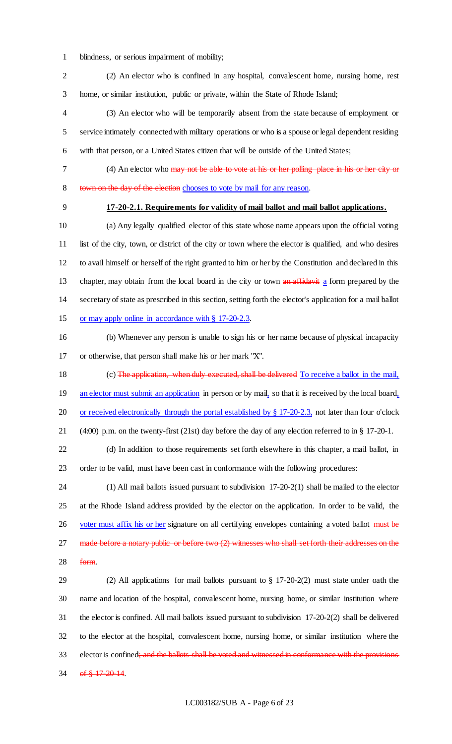blindness, or serious impairment of mobility;

(2) An elector who is confined in any hospital, convalescent home, nursing home, rest home, or similar institution, public or private, within the State of Rhode Island;

(3) An elector who will be temporarily absent from the state because of employment or service intimately connected with military operations or who is a spouse or legal dependent residing with that person, or a United States citizen that will be outside of the United States;

(4) An elector who ~~may not be able to vote at his or her polling place in his or her city or town on the day of the election~~ chooses to vote by mail for any reason.

**17-20-2.1. Requirements for validity of mail ballot and mail ballot applications.**

(a) Any legally qualified elector of this state whose name appears upon the official voting list of the city, town, or district of the city or town where the elector is qualified, and who desires to avail himself or herself of the right granted to him or her by the Constitution and declared in this chapter, may obtain from the local board in the city or town ~~an affidavit~~ a form prepared by the secretary of state as prescribed in this section, setting forth the elector's application for a mail ballot or may apply online in accordance with § 17-20-2.3.

(b) Whenever any person is unable to sign his or her name because of physical incapacity or otherwise, that person shall make his or her mark "X".

(c) ~~The application, when duly executed, shall be delivered~~ To receive a ballot in the mail, an elector must submit an application in person or by mail, so that it is received by the local board, or received electronically through the portal established by § 17-20-2.3, not later than four o'clock (4:00) p.m. on the twenty-first (21st) day before the day of any election referred to in § 17-20-1.

(d) In addition to those requirements set forth elsewhere in this chapter, a mail ballot, in order to be valid, must have been cast in conformance with the following procedures:

(1) All mail ballots issued pursuant to subdivision 17-20-2(1) shall be mailed to the elector at the Rhode Island address provided by the elector on the application. In order to be valid, the voter must affix his or her signature on all certifying envelopes containing a voted ballot ~~must be made before a notary public or before two (2) witnesses who shall set forth their addresses on the form~~.

(2) All applications for mail ballots pursuant to § 17-20-2(2) must state under oath the name and location of the hospital, convalescent home, nursing home, or similar institution where the elector is confined. All mail ballots issued pursuant to subdivision 17-20-2(2) shall be delivered to the elector at the hospital, convalescent home, nursing home, or similar institution where the elector is confined~~; and the ballots shall be voted and witnessed in conformance with the provisions of § 17-20-14~~.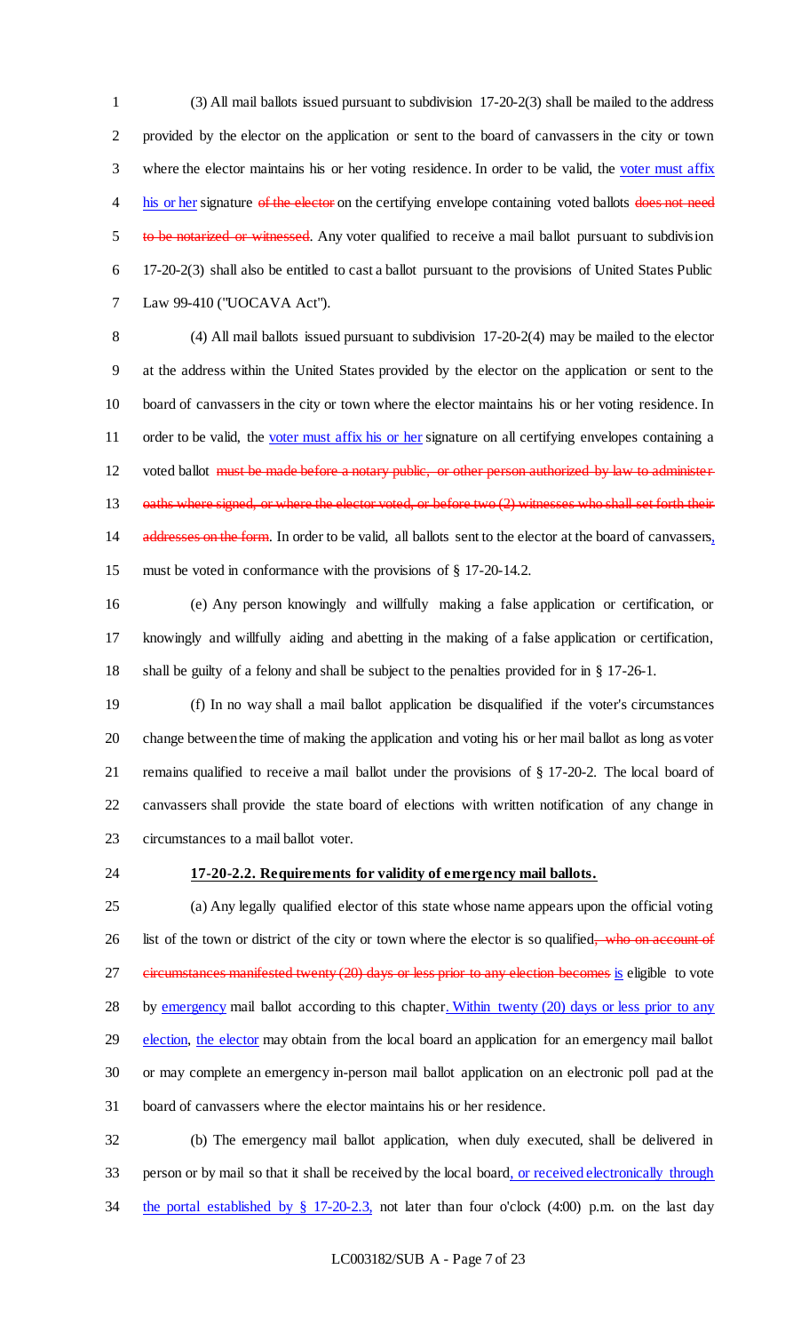(3) All mail ballots issued pursuant to subdivision 17-20-2(3) shall be mailed to the address provided by the elector on the application or sent to the board of canvassers in the city or town where the elector maintains his or her voting residence. In order to be valid, the voter must affix his or her signature ~~of the elector~~ on the certifying envelope containing voted ballots ~~does not need to be notarized or witnessed~~. Any voter qualified to receive a mail ballot pursuant to subdivision 17-20-2(3) shall also be entitled to cast a ballot pursuant to the provisions of United States Public Law 99-410 ("UOCAVA Act").

(4) All mail ballots issued pursuant to subdivision 17-20-2(4) may be mailed to the elector at the address within the United States provided by the elector on the application or sent to the board of canvassers in the city or town where the elector maintains his or her voting residence. In order to be valid, the voter must affix his or her signature on all certifying envelopes containing a voted ballot ~~must be made before a notary public, or other person authorized by law to administer oaths where signed, or where the elector voted, or before two (2) witnesses who shall set forth their addresses on the form~~. In order to be valid, all ballots sent to the elector at the board of canvassers, must be voted in conformance with the provisions of § 17-20-14.2.

(e) Any person knowingly and willfully making a false application or certification, or knowingly and willfully aiding and abetting in the making of a false application or certification, shall be guilty of a felony and shall be subject to the penalties provided for in § 17-26-1.

(f) In no way shall a mail ballot application be disqualified if the voter's circumstances change between the time of making the application and voting his or her mail ballot as long as voter remains qualified to receive a mail ballot under the provisions of § 17-20-2. The local board of canvassers shall provide the state board of elections with written notification of any change in circumstances to a mail ballot voter.

**17-20-2.2. Requirements for validity of emergency mail ballots.**

(a) Any legally qualified elector of this state whose name appears upon the official voting list of the town or district of the city or town where the elector is so qualified~~, who on account of circumstances manifested twenty (20) days or less prior to any election becomes~~ is eligible to vote by emergency mail ballot according to this chapter. Within twenty (20) days or less prior to any election, the elector may obtain from the local board an application for an emergency mail ballot or may complete an emergency in-person mail ballot application on an electronic poll pad at the board of canvassers where the elector maintains his or her residence.

(b) The emergency mail ballot application, when duly executed, shall be delivered in person or by mail so that it shall be received by the local board, or received electronically through the portal established by § 17-20-2.3, not later than four o'clock (4:00) p.m. on the last day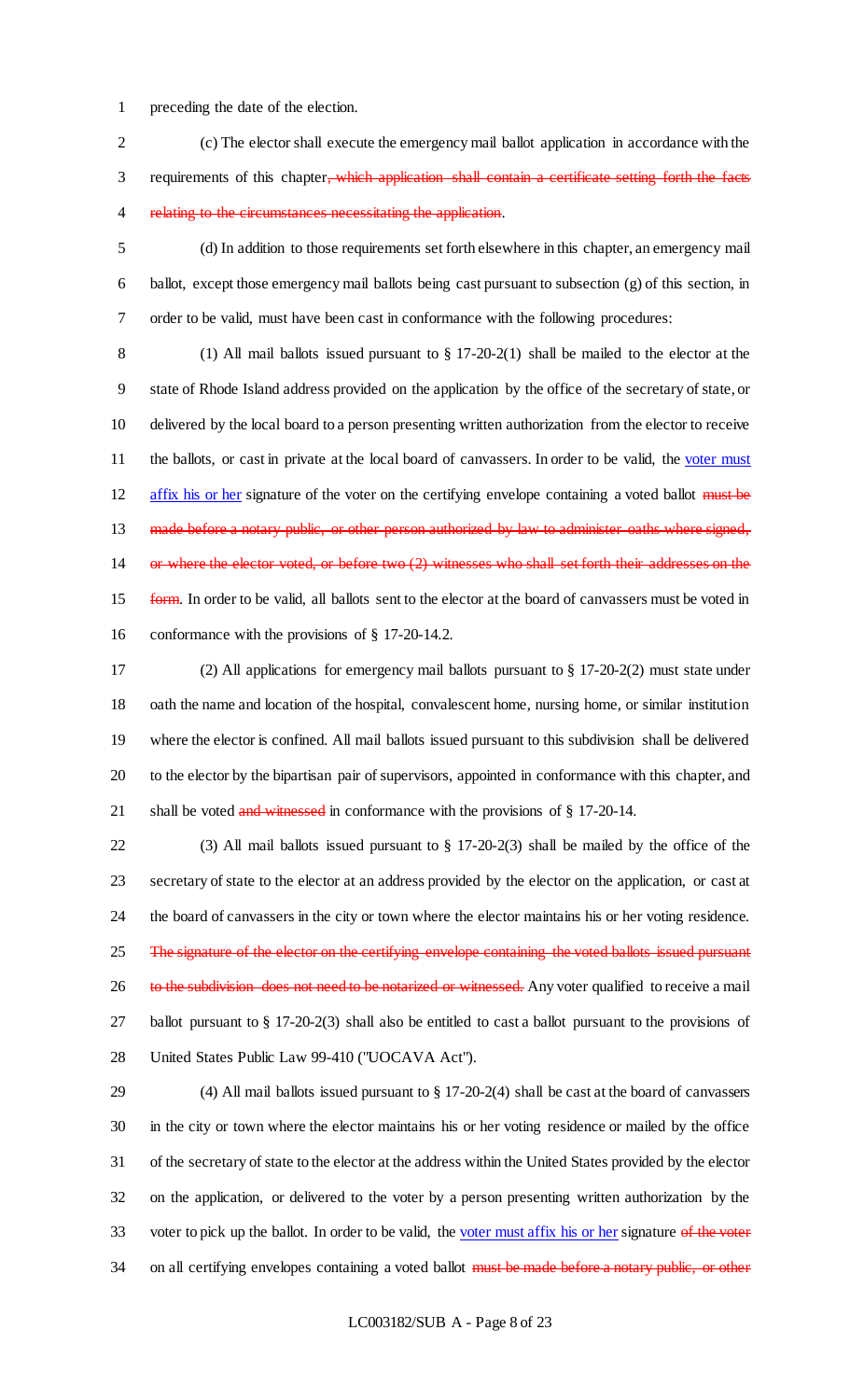preceding the date of the election.

(c) The elector shall execute the emergency mail ballot application in accordance with the requirements of this chapter~~, which application shall contain a certificate setting forth the facts relating to the circumstances necessitating the application~~.

(d) In addition to those requirements set forth elsewhere in this chapter, an emergency mail ballot, except those emergency mail ballots being cast pursuant to subsection (g) of this section, in order to be valid, must have been cast in conformance with the following procedures:

(1) All mail ballots issued pursuant to § 17-20-2(1) shall be mailed to the elector at the state of Rhode Island address provided on the application by the office of the secretary of state, or delivered by the local board to a person presenting written authorization from the elector to receive the ballots, or cast in private at the local board of canvassers. In order to be valid, the <u>voter must affix his or her</u> signature of the voter on the certifying envelope containing a voted ballot ~~must be made before a notary public, or other person authorized by law to administer oaths where signed, or where the elector voted, or before two (2) witnesses who shall set forth their addresses on the form~~. In order to be valid, all ballots sent to the elector at the board of canvassers must be voted in conformance with the provisions of § 17-20-14.2.

(2) All applications for emergency mail ballots pursuant to § 17-20-2(2) must state under oath the name and location of the hospital, convalescent home, nursing home, or similar institution where the elector is confined. All mail ballots issued pursuant to this subdivision shall be delivered to the elector by the bipartisan pair of supervisors, appointed in conformance with this chapter, and shall be voted ~~and witnessed~~ in conformance with the provisions of § 17-20-14.

(3) All mail ballots issued pursuant to § 17-20-2(3) shall be mailed by the office of the secretary of state to the elector at an address provided by the elector on the application, or cast at the board of canvassers in the city or town where the elector maintains his or her voting residence. ~~The signature of the elector on the certifying envelope containing the voted ballots issued pursuant to the subdivision does not need to be notarized or witnessed.~~ Any voter qualified to receive a mail ballot pursuant to § 17-20-2(3) shall also be entitled to cast a ballot pursuant to the provisions of United States Public Law 99-410 ("UOCAVA Act").

(4) All mail ballots issued pursuant to § 17-20-2(4) shall be cast at the board of canvassers in the city or town where the elector maintains his or her voting residence or mailed by the office of the secretary of state to the elector at the address within the United States provided by the elector on the application, or delivered to the voter by a person presenting written authorization by the voter to pick up the ballot. In order to be valid, the <u>voter must affix his or her</u> signature ~~of the voter~~ on all certifying envelopes containing a voted ballot ~~must be made before a notary public, or other~~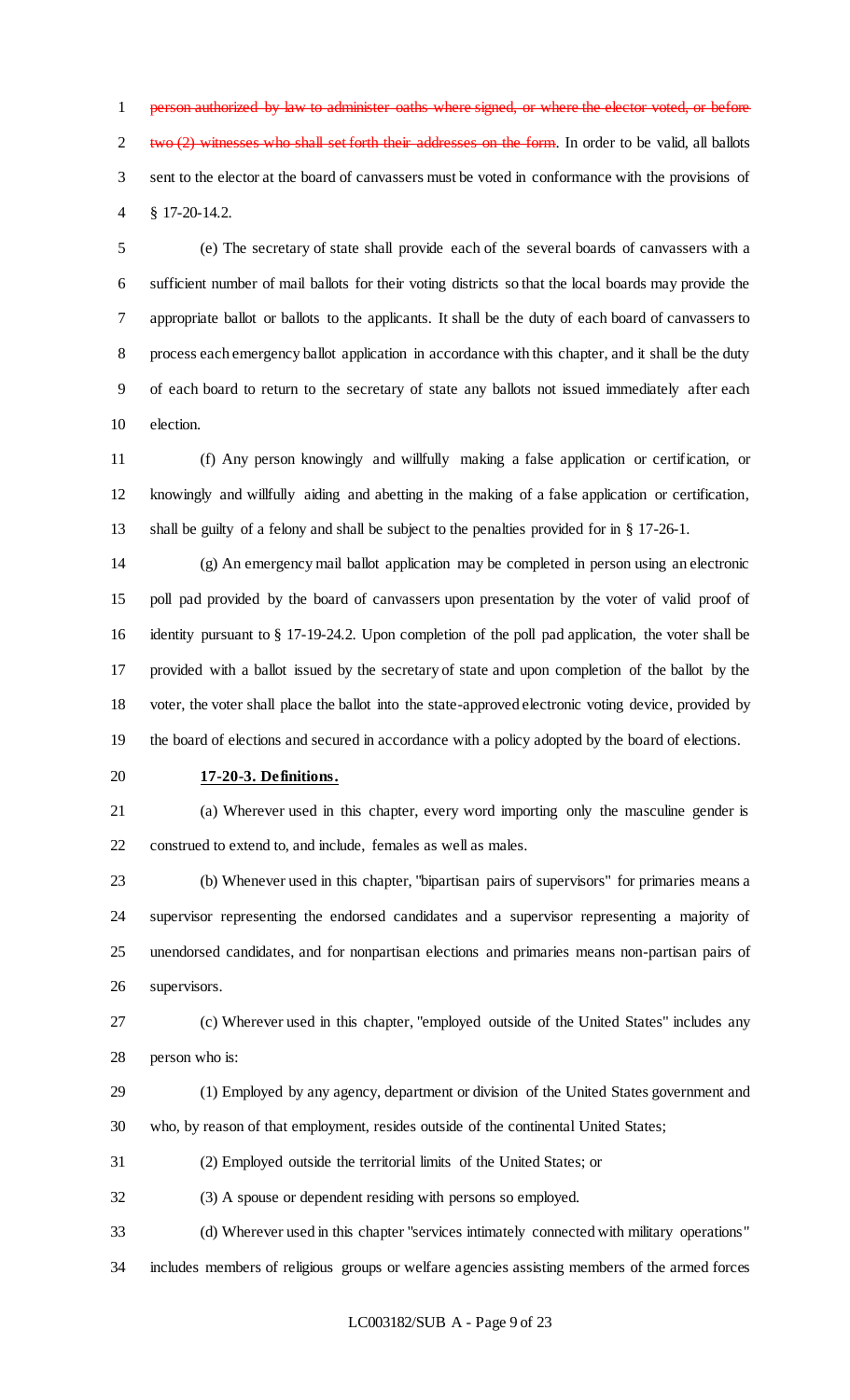~~person authorized by law to administer oaths where signed, or where the elector voted, or before two (2) witnesses who shall set forth their addresses on the form~~. In order to be valid, all ballots sent to the elector at the board of canvassers must be voted in conformance with the provisions of § 17-20-14.2.

(e) The secretary of state shall provide each of the several boards of canvassers with a sufficient number of mail ballots for their voting districts so that the local boards may provide the appropriate ballot or ballots to the applicants. It shall be the duty of each board of canvassers to process each emergency ballot application in accordance with this chapter, and it shall be the duty of each board to return to the secretary of state any ballots not issued immediately after each election.

(f) Any person knowingly and willfully making a false application or certification, or knowingly and willfully aiding and abetting in the making of a false application or certification, shall be guilty of a felony and shall be subject to the penalties provided for in § 17-26-1.

(g) An emergency mail ballot application may be completed in person using an electronic poll pad provided by the board of canvassers upon presentation by the voter of valid proof of identity pursuant to § 17-19-24.2. Upon completion of the poll pad application, the voter shall be provided with a ballot issued by the secretary of state and upon completion of the ballot by the voter, the voter shall place the ballot into the state-approved electronic voting device, provided by the board of elections and secured in accordance with a policy adopted by the board of elections.

**17-20-3. Definitions.**

(a) Wherever used in this chapter, every word importing only the masculine gender is construed to extend to, and include, females as well as males.

(b) Whenever used in this chapter, "bipartisan pairs of supervisors" for primaries means a supervisor representing the endorsed candidates and a supervisor representing a majority of unendorsed candidates, and for nonpartisan elections and primaries means non-partisan pairs of supervisors.

(c) Wherever used in this chapter, "employed outside of the United States" includes any person who is:

(1) Employed by any agency, department or division of the United States government and who, by reason of that employment, resides outside of the continental United States;

(2) Employed outside the territorial limits of the United States; or

(3) A spouse or dependent residing with persons so employed.

(d) Wherever used in this chapter "services intimately connected with military operations" includes members of religious groups or welfare agencies assisting members of the armed forces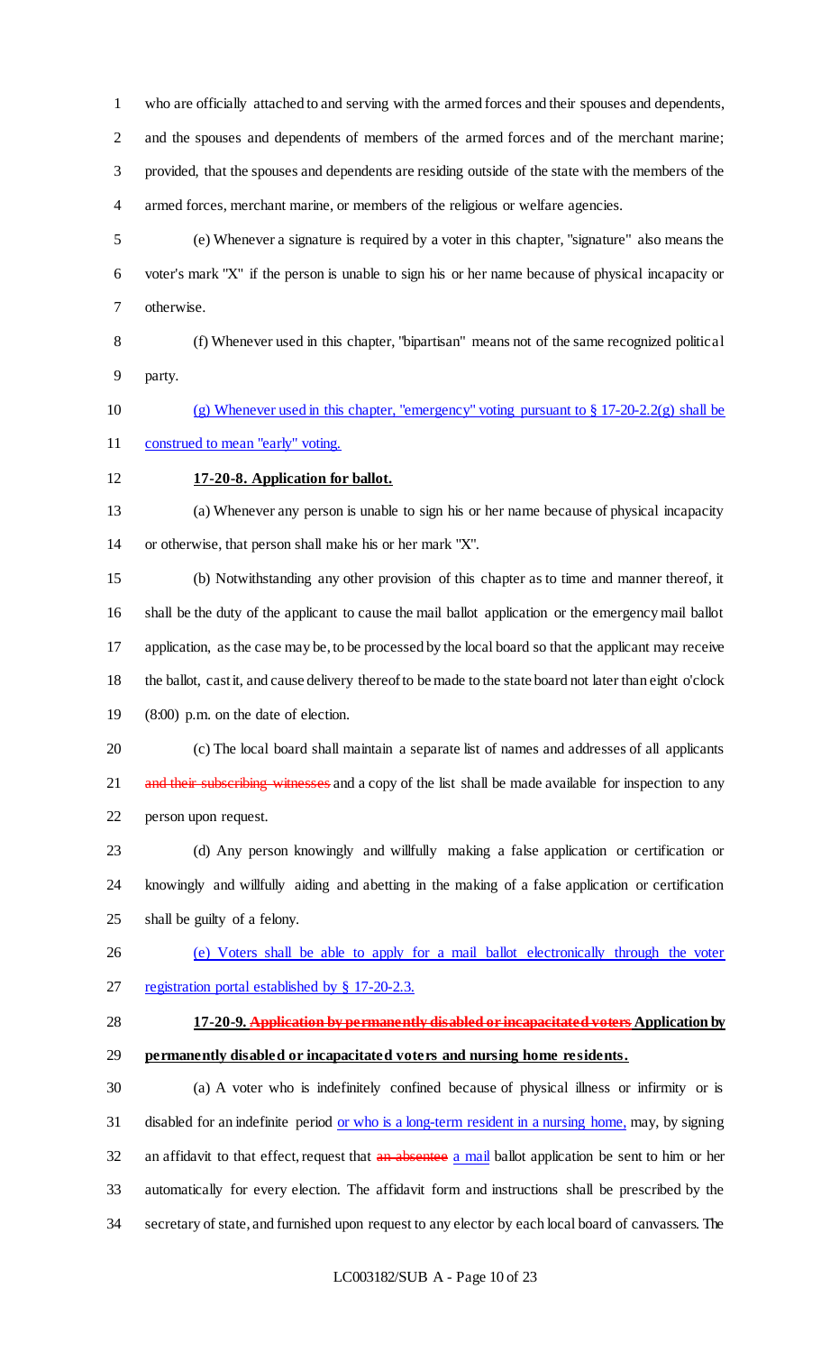who are officially attached to and serving with the armed forces and their spouses and dependents, and the spouses and dependents of members of the armed forces and of the merchant marine; provided, that the spouses and dependents are residing outside of the state with the members of the armed forces, merchant marine, or members of the religious or welfare agencies.

(e) Whenever a signature is required by a voter in this chapter, "signature" also means the voter's mark "X" if the person is unable to sign his or her name because of physical incapacity or otherwise.

(f) Whenever used in this chapter, "bipartisan" means not of the same recognized political party.

(g) Whenever used in this chapter, "emergency" voting pursuant to § 17-20-2.2(g) shall be construed to mean "early" voting.

**17-20-8. Application for ballot.**

(a) Whenever any person is unable to sign his or her name because of physical incapacity or otherwise, that person shall make his or her mark "X".

(b) Notwithstanding any other provision of this chapter as to time and manner thereof, it shall be the duty of the applicant to cause the mail ballot application or the emergency mail ballot application, as the case may be, to be processed by the local board so that the applicant may receive the ballot, cast it, and cause delivery thereof to be made to the state board not later than eight o'clock (8:00) p.m. on the date of election.

(c) The local board shall maintain a separate list of names and addresses of all applicants ~~and their subscribing witnesses~~ and a copy of the list shall be made available for inspection to any person upon request.

(d) Any person knowingly and willfully making a false application or certification or knowingly and willfully aiding and abetting in the making of a false application or certification shall be guilty of a felony.

(e) Voters shall be able to apply for a mail ballot electronically through the voter registration portal established by § 17-20-2.3.

**17-20-9. ~~Application by permanently disabled or incapacitated voters~~ Application by permanently disabled or incapacitated voters and nursing home residents.**

(a) A voter who is indefinitely confined because of physical illness or infirmity or is disabled for an indefinite period or who is a long-term resident in a nursing home, may, by signing an affidavit to that effect, request that ~~an absentee~~ a mail ballot application be sent to him or her automatically for every election. The affidavit form and instructions shall be prescribed by the secretary of state, and furnished upon request to any elector by each local board of canvassers. The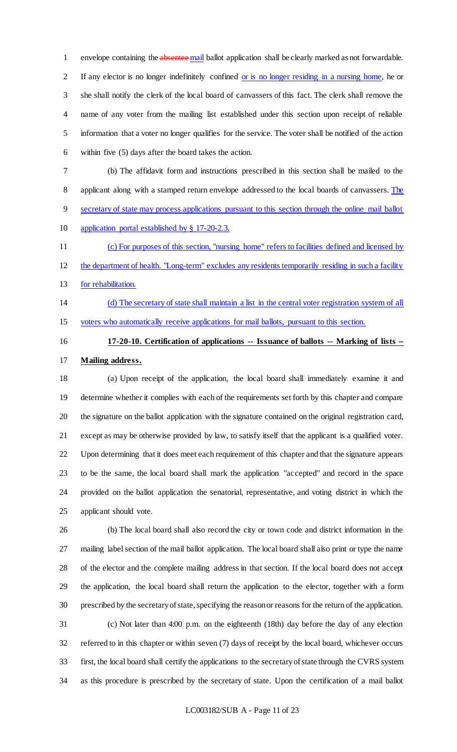envelope containing the ~~absentee~~ mail ballot application shall be clearly marked as not forwardable. If any elector is no longer indefinitely confined or is no longer residing in a nursing home, he or she shall notify the clerk of the local board of canvassers of this fact. The clerk shall remove the name of any voter from the mailing list established under this section upon receipt of reliable information that a voter no longer qualifies for the service. The voter shall be notified of the action within five (5) days after the board takes the action.

(b) The affidavit form and instructions prescribed in this section shall be mailed to the applicant along with a stamped return envelope addressed to the local boards of canvassers. The secretary of state may process applications pursuant to this section through the online mail ballot application portal established by § 17-20-2.3.

(c) For purposes of this section, "nursing home" refers to facilities defined and licensed by the department of health. "Long-term" excludes any residents temporarily residing in such a facility for rehabilitation.

(d) The secretary of state shall maintain a list in the central voter registration system of all voters who automatically receive applications for mail ballots, pursuant to this section.

**17-20-10. Certification of applications -- Issuance of ballots -- Marking of lists -- Mailing address.**

(a) Upon receipt of the application, the local board shall immediately examine it and determine whether it complies with each of the requirements set forth by this chapter and compare the signature on the ballot application with the signature contained on the original registration card, except as may be otherwise provided by law, to satisfy itself that the applicant is a qualified voter. Upon determining that it does meet each requirement of this chapter and that the signature appears to be the same, the local board shall mark the application "accepted" and record in the space provided on the ballot application the senatorial, representative, and voting district in which the applicant should vote.

(b) The local board shall also record the city or town code and district information in the mailing label section of the mail ballot application. The local board shall also print or type the name of the elector and the complete mailing address in that section. If the local board does not accept the application, the local board shall return the application to the elector, together with a form prescribed by the secretary of state, specifying the reason or reasons for the return of the application.

(c) Not later than 4:00 p.m. on the eighteenth (18th) day before the day of any election referred to in this chapter or within seven (7) days of receipt by the local board, whichever occurs first, the local board shall certify the applications to the secretary of state through the CVRS system as this procedure is prescribed by the secretary of state. Upon the certification of a mail ballot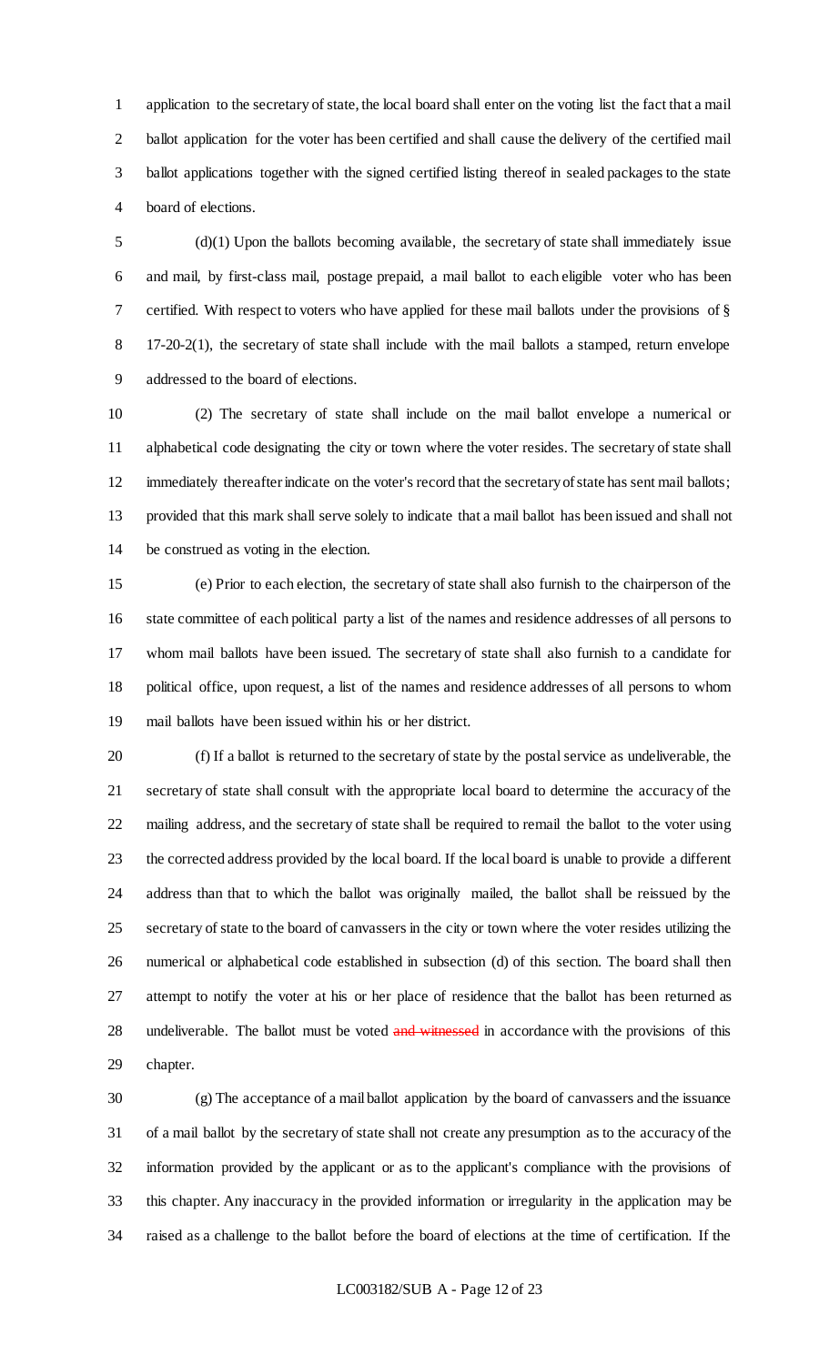application to the secretary of state, the local board shall enter on the voting list the fact that a mail ballot application for the voter has been certified and shall cause the delivery of the certified mail ballot applications together with the signed certified listing thereof in sealed packages to the state board of elections.

(d)(1) Upon the ballots becoming available, the secretary of state shall immediately issue and mail, by first-class mail, postage prepaid, a mail ballot to each eligible voter who has been certified. With respect to voters who have applied for these mail ballots under the provisions of § 17-20-2(1), the secretary of state shall include with the mail ballots a stamped, return envelope addressed to the board of elections.

(2) The secretary of state shall include on the mail ballot envelope a numerical or alphabetical code designating the city or town where the voter resides. The secretary of state shall immediately thereafter indicate on the voter's record that the secretary of state has sent mail ballots; provided that this mark shall serve solely to indicate that a mail ballot has been issued and shall not be construed as voting in the election.

(e) Prior to each election, the secretary of state shall also furnish to the chairperson of the state committee of each political party a list of the names and residence addresses of all persons to whom mail ballots have been issued. The secretary of state shall also furnish to a candidate for political office, upon request, a list of the names and residence addresses of all persons to whom mail ballots have been issued within his or her district.

(f) If a ballot is returned to the secretary of state by the postal service as undeliverable, the secretary of state shall consult with the appropriate local board to determine the accuracy of the mailing address, and the secretary of state shall be required to remail the ballot to the voter using the corrected address provided by the local board. If the local board is unable to provide a different address than that to which the ballot was originally mailed, the ballot shall be reissued by the secretary of state to the board of canvassers in the city or town where the voter resides utilizing the numerical or alphabetical code established in subsection (d) of this section. The board shall then attempt to notify the voter at his or her place of residence that the ballot has been returned as undeliverable. The ballot must be voted ~~and witnessed~~ in accordance with the provisions of this chapter.

(g) The acceptance of a mail ballot application by the board of canvassers and the issuance of a mail ballot by the secretary of state shall not create any presumption as to the accuracy of the information provided by the applicant or as to the applicant's compliance with the provisions of this chapter. Any inaccuracy in the provided information or irregularity in the application may be raised as a challenge to the ballot before the board of elections at the time of certification. If the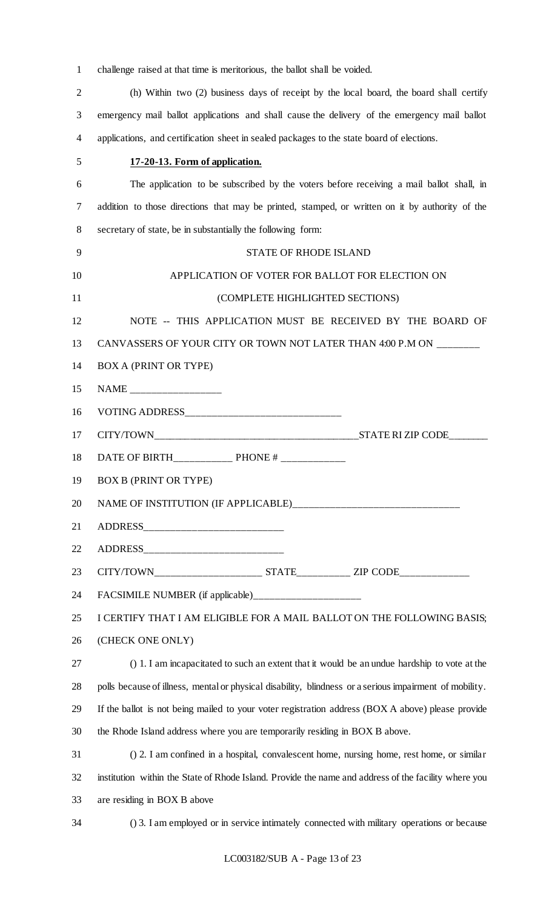challenge raised at that time is meritorious, the ballot shall be voided.

(h) Within two (2) business days of receipt by the local board, the board shall certify emergency mail ballot applications and shall cause the delivery of the emergency mail ballot applications, and certification sheet in sealed packages to the state board of elections.

**17-20-13. Form of application.**

The application to be subscribed by the voters before receiving a mail ballot shall, in addition to those directions that may be printed, stamped, or written on it by authority of the secretary of state, be in substantially the following form:

STATE OF RHODE ISLAND

APPLICATION OF VOTER FOR BALLOT FOR ELECTION ON

(COMPLETE HIGHLIGHTED SECTIONS)

NOTE -- THIS APPLICATION MUST BE RECEIVED BY THE BOARD OF CANVASSERS OF YOUR CITY OR TOWN NOT LATER THAN 4:00 P.M ON ________

BOX A (PRINT OR TYPE)

NAME _________________

VOTING ADDRESS______________________________

CITY/TOWN________________________________________STATE RI ZIP CODE_______

DATE OF BIRTH___________ PHONE # ____________

BOX B (PRINT OR TYPE)

NAME OF INSTITUTION (IF APPLICABLE)________________________________

ADDRESS___________________________

ADDRESS___________________________

CITY/TOWN_____________________ STATE__________ ZIP CODE_____________

FACSIMILE NUMBER (if applicable)_____________________

I CERTIFY THAT I AM ELIGIBLE FOR A MAIL BALLOT ON THE FOLLOWING BASIS; (CHECK ONE ONLY)

() 1. I am incapacitated to such an extent that it would be an undue hardship to vote at the polls because of illness, mental or physical disability, blindness or a serious impairment of mobility. If the ballot is not being mailed to your voter registration address (BOX A above) please provide the Rhode Island address where you are temporarily residing in BOX B above.

() 2. I am confined in a hospital, convalescent home, nursing home, rest home, or similar institution within the State of Rhode Island. Provide the name and address of the facility where you are residing in BOX B above

() 3. I am employed or in service intimately connected with military operations or because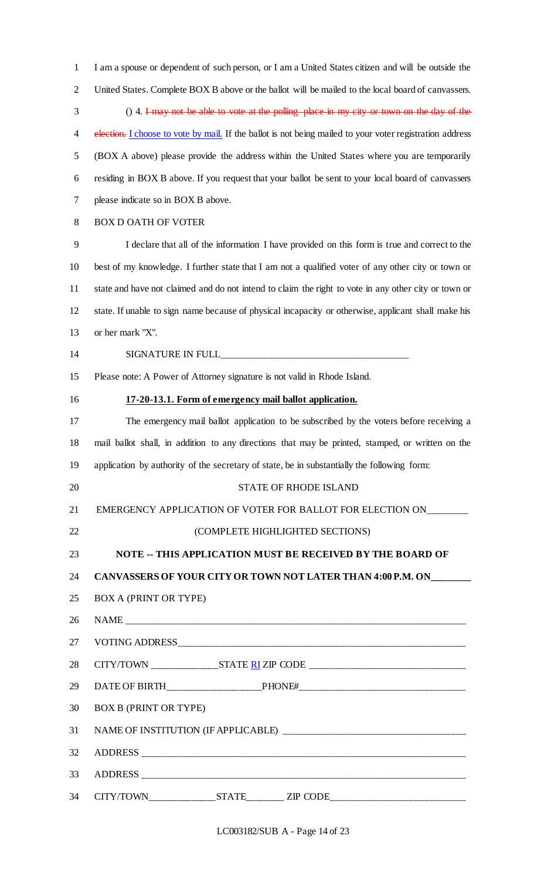I am a spouse or dependent of such person, or I am a United States citizen and will be outside the United States. Complete BOX B above or the ballot will be mailed to the local board of canvassers.

() 4. ~~I may not be able to vote at the polling place in my city or town on the day of the election.~~ I choose to vote by mail. If the ballot is not being mailed to your voter registration address (BOX A above) please provide the address within the United States where you are temporarily residing in BOX B above. If you request that your ballot be sent to your local board of canvassers please indicate so in BOX B above.

BOX D OATH OF VOTER

I declare that all of the information I have provided on this form is true and correct to the best of my knowledge. I further state that I am not a qualified voter of any other city or town or state and have not claimed and do not intend to claim the right to vote in any other city or town or state. If unable to sign name because of physical incapacity or otherwise, applicant shall make his or her mark "X".

SIGNATURE IN FULL______________________________________

Please note: A Power of Attorney signature is not valid in Rhode Island.

**17-20-13.1. Form of emergency mail ballot application.**

The emergency mail ballot application to be subscribed by the voters before receiving a mail ballot shall, in addition to any directions that may be printed, stamped, or written on the application by authority of the secretary of state, be in substantially the following form:

STATE OF RHODE ISLAND

EMERGENCY APPLICATION OF VOTER FOR BALLOT FOR ELECTION ON________

(COMPLETE HIGHLIGHTED SECTIONS)

**NOTE -- THIS APPLICATION MUST BE RECEIVED BY THE BOARD OF CANVASSERS OF YOUR CITY OR TOWN NOT LATER THAN 4:00 P.M. ON________**

BOX A (PRINT OR TYPE)

NAME ______________________________________________________________________

VOTING ADDRESS____________________________________________________________

CITY/TOWN ______________STATE RI ZIP CODE ________________________________

DATE OF BIRTH____________________PHONE#__________________________________

BOX B (PRINT OR TYPE)

NAME OF INSTITUTION (IF APPLICABLE) _____________________________________

ADDRESS __________________________________________________________________

ADDRESS __________________________________________________________________

CITY/TOWN______________STATE________ ZIP CODE____________________________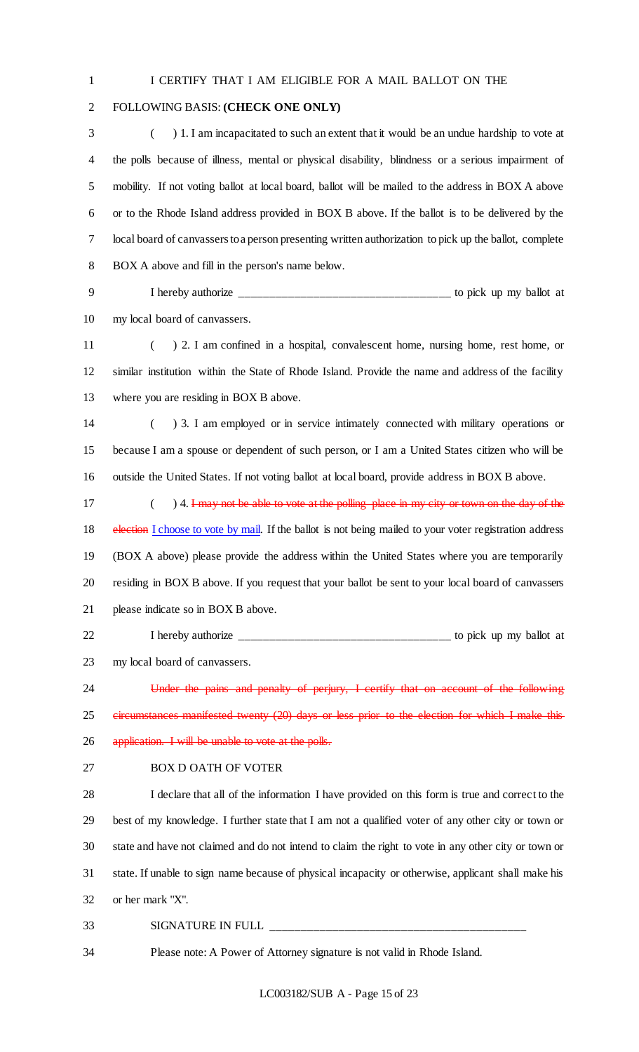I CERTIFY THAT I AM ELIGIBLE FOR A MAIL BALLOT ON THE FOLLOWING BASIS: **(CHECK ONE ONLY)**

( ) 1. I am incapacitated to such an extent that it would be an undue hardship to vote at the polls because of illness, mental or physical disability, blindness or a serious impairment of mobility. If not voting ballot at local board, ballot will be mailed to the address in BOX A above or to the Rhode Island address provided in BOX B above. If the ballot is to be delivered by the local board of canvassers to a person presenting written authorization to pick up the ballot, complete BOX A above and fill in the person's name below.

I hereby authorize ___________________________________ to pick up my ballot at my local board of canvassers.

( ) 2. I am confined in a hospital, convalescent home, nursing home, rest home, or similar institution within the State of Rhode Island. Provide the name and address of the facility where you are residing in BOX B above.

( ) 3. I am employed or in service intimately connected with military operations or because I am a spouse or dependent of such person, or I am a United States citizen who will be outside the United States. If not voting ballot at local board, provide address in BOX B above.

( ) 4. ~~I may not be able to vote at the polling place in my city or town on the day of the election~~ I choose to vote by mail. If the ballot is not being mailed to your voter registration address (BOX A above) please provide the address within the United States where you are temporarily residing in BOX B above. If you request that your ballot be sent to your local board of canvassers please indicate so in BOX B above.

I hereby authorize ___________________________________ to pick up my ballot at my local board of canvassers.

~~Under the pains and penalty of perjury, I certify that on account of the following circumstances manifested twenty (20) days or less prior to the election for which I make this application. I will be unable to vote at the polls.~~

BOX D OATH OF VOTER

I declare that all of the information I have provided on this form is true and correct to the best of my knowledge. I further state that I am not a qualified voter of any other city or town or state and have not claimed and do not intend to claim the right to vote in any other city or town or state. If unable to sign name because of physical incapacity or otherwise, applicant shall make his or her mark "X".

SIGNATURE IN FULL ___________________________________________

Please note: A Power of Attorney signature is not valid in Rhode Island.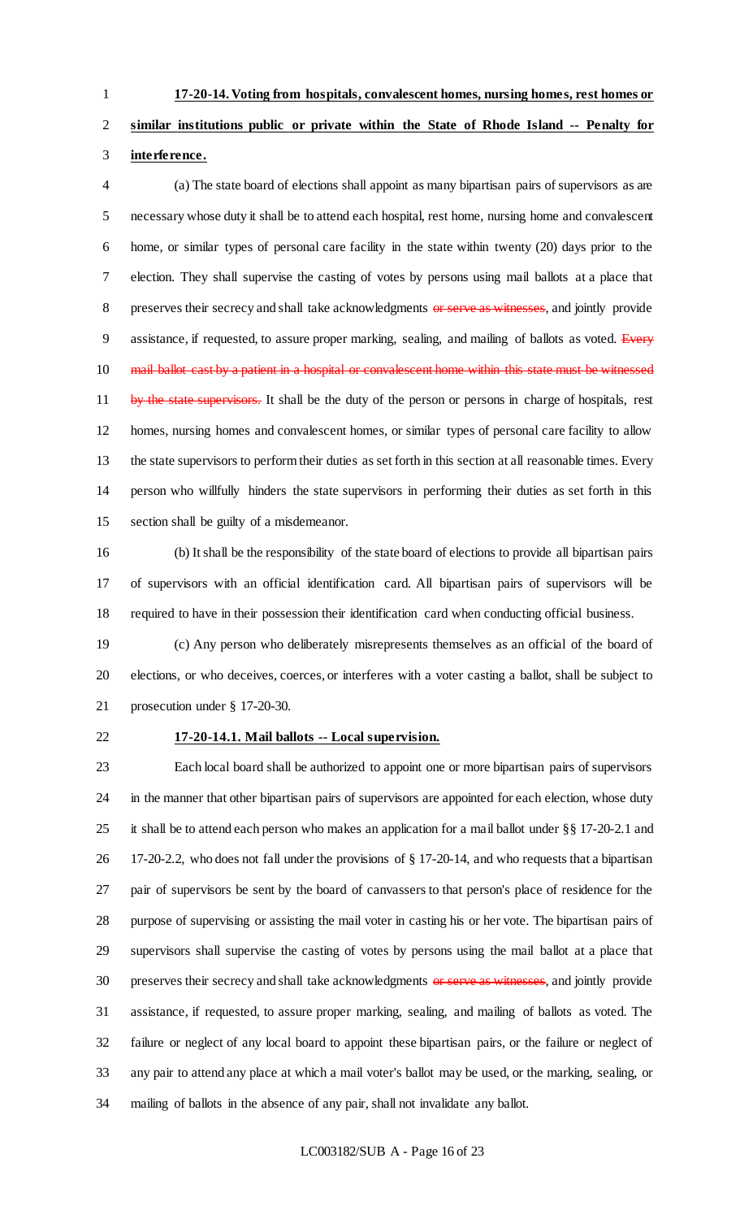**17-20-14. Voting from hospitals, convalescent homes, nursing homes, rest homes or similar institutions public or private within the State of Rhode Island -- Penalty for interference.**

(a) The state board of elections shall appoint as many bipartisan pairs of supervisors as are necessary whose duty it shall be to attend each hospital, rest home, nursing home and convalescent home, or similar types of personal care facility in the state within twenty (20) days prior to the election. They shall supervise the casting of votes by persons using mail ballots at a place that preserves their secrecy and shall take acknowledgments ~~or serve as witnesses~~, and jointly provide assistance, if requested, to assure proper marking, sealing, and mailing of ballots as voted. ~~Every mail ballot cast by a patient in a hospital or convalescent home within this state must be witnessed by the state supervisors.~~ It shall be the duty of the person or persons in charge of hospitals, rest homes, nursing homes and convalescent homes, or similar types of personal care facility to allow the state supervisors to perform their duties as set forth in this section at all reasonable times. Every person who willfully hinders the state supervisors in performing their duties as set forth in this section shall be guilty of a misdemeanor.

(b) It shall be the responsibility of the state board of elections to provide all bipartisan pairs of supervisors with an official identification card. All bipartisan pairs of supervisors will be required to have in their possession their identification card when conducting official business.

(c) Any person who deliberately misrepresents themselves as an official of the board of elections, or who deceives, coerces, or interferes with a voter casting a ballot, shall be subject to prosecution under § 17-20-30.

**17-20-14.1. Mail ballots -- Local supervision.**

Each local board shall be authorized to appoint one or more bipartisan pairs of supervisors in the manner that other bipartisan pairs of supervisors are appointed for each election, whose duty it shall be to attend each person who makes an application for a mail ballot under §§ 17-20-2.1 and 17-20-2.2, who does not fall under the provisions of § 17-20-14, and who requests that a bipartisan pair of supervisors be sent by the board of canvassers to that person's place of residence for the purpose of supervising or assisting the mail voter in casting his or her vote. The bipartisan pairs of supervisors shall supervise the casting of votes by persons using the mail ballot at a place that preserves their secrecy and shall take acknowledgments ~~or serve as witnesses~~, and jointly provide assistance, if requested, to assure proper marking, sealing, and mailing of ballots as voted. The failure or neglect of any local board to appoint these bipartisan pairs, or the failure or neglect of any pair to attend any place at which a mail voter's ballot may be used, or the marking, sealing, or mailing of ballots in the absence of any pair, shall not invalidate any ballot.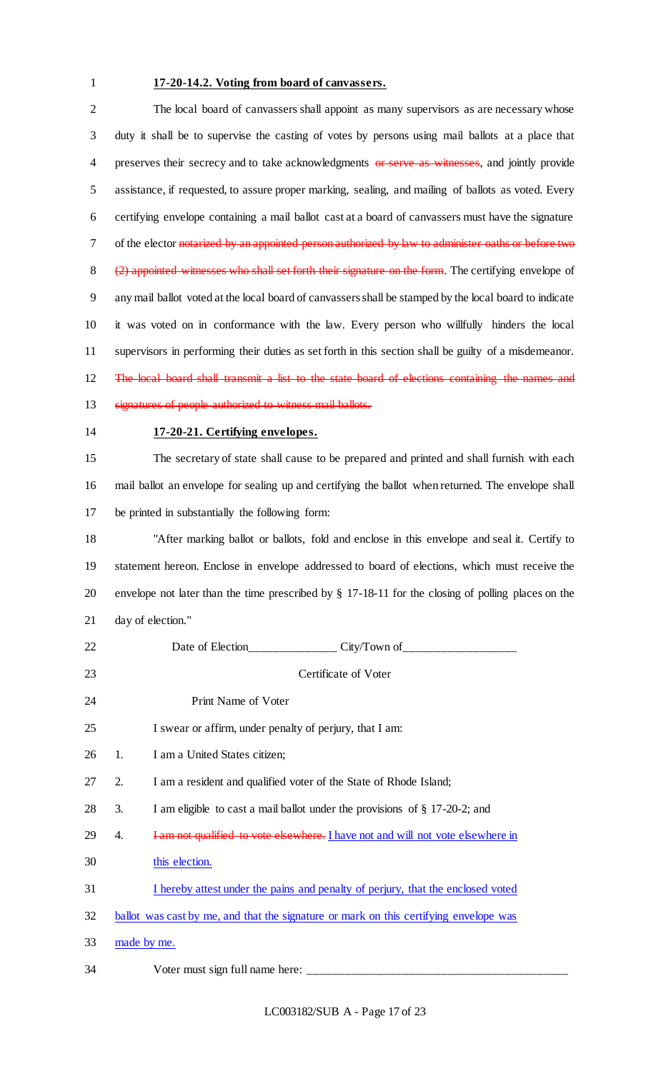**17-20-14.2. Voting from board of canvassers.**

The local board of canvassers shall appoint as many supervisors as are necessary whose duty it shall be to supervise the casting of votes by persons using mail ballots at a place that preserves their secrecy and to take acknowledgments ~~or serve as witnesses~~, and jointly provide assistance, if requested, to assure proper marking, sealing, and mailing of ballots as voted. Every certifying envelope containing a mail ballot cast at a board of canvassers must have the signature of the elector ~~notarized by an appointed person authorized by law to administer oaths or before two (2) appointed witnesses who shall set forth their signature on the form~~. The certifying envelope of any mail ballot voted at the local board of canvassers shall be stamped by the local board to indicate it was voted on in conformance with the law. Every person who willfully hinders the local supervisors in performing their duties as set forth in this section shall be guilty of a misdemeanor. ~~The local board shall transmit a list to the state board of elections containing the names and signatures of people authorized to witness mail ballots.~~

**17-20-21. Certifying envelopes.**

The secretary of state shall cause to be prepared and printed and shall furnish with each mail ballot an envelope for sealing up and certifying the ballot when returned. The envelope shall be printed in substantially the following form:

"After marking ballot or ballots, fold and enclose in this envelope and seal it. Certify to statement hereon. Enclose in envelope addressed to board of elections, which must receive the envelope not later than the time prescribed by § 17-18-11 for the closing of polling places on the day of election."

Date of Election_______________ City/Town of___________________

Certificate of Voter

Print Name of Voter

I swear or affirm, under penalty of perjury, that I am:

1. I am a United States citizen;
2. I am a resident and qualified voter of the State of Rhode Island;
3. I am eligible to cast a mail ballot under the provisions of § 17-20-2; and
4. ~~I am not qualified to vote elsewhere.~~ <u>I have not and will not vote elsewhere in this election.</u>

<u>I hereby attest under the pains and penalty of perjury, that the enclosed voted ballot was cast by me, and that the signature or mark on this certifying envelope was made by me.</u>

Voter must sign full name here: ___________________________________________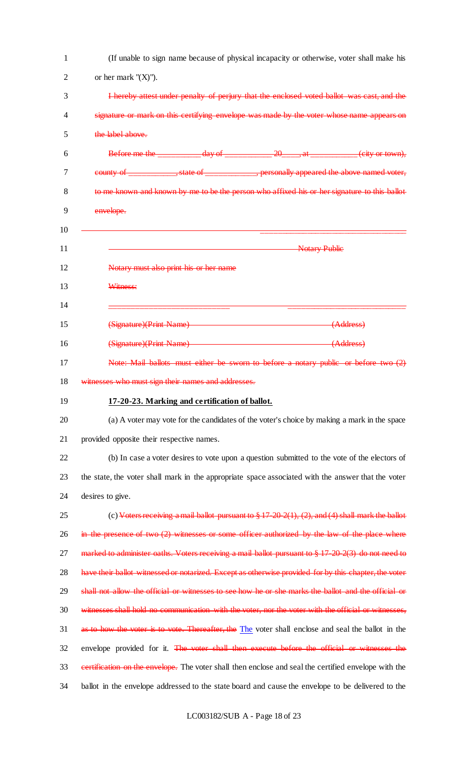(If unable to sign name because of physical incapacity or otherwise, voter shall make his or her mark "(X)").

~~I hereby attest under penalty of perjury that the enclosed voted ballot was cast, and the signature or mark on this certifying envelope was made by the voter whose name appears on the label above.~~

~~Before me the __________ day of __________ 20____, at __________ (city or town), county of __________, state of __________, personally appeared the above named voter, to me known and known by me to be the person who affixed his or her signature to this ballot envelope.~~

~~__________________________________~~

~~Notary Public~~

~~Notary must also print his or her name~~

~~Witness:~~

~~__________________________ __________________________~~

~~(Signature)(Print Name) (Address)~~

~~(Signature)(Print Name) (Address)~~

~~Note: Mail ballots must either be sworn to before a notary public or before two (2) witnesses who must sign their names and addresses.~~

**17-20-23. Marking and certification of ballot.**

(a) A voter may vote for the candidates of the voter's choice by making a mark in the space provided opposite their respective names.

(b) In case a voter desires to vote upon a question submitted to the vote of the electors of the state, the voter shall mark in the appropriate space associated with the answer that the voter desires to give.

(c) ~~Voters receiving a mail ballot pursuant to § 17-20-2(1), (2), and (4) shall mark the ballot in the presence of two (2) witnesses or some officer authorized by the law of the place where marked to administer oaths. Voters receiving a mail ballot pursuant to § 17-20-2(3) do not need to have their ballot witnessed or notarized. Except as otherwise provided for by this chapter, the voter shall not allow the official or witnesses to see how he or she marks the ballot and the official or witnesses shall hold no communication with the voter, nor the voter with the official or witnesses, as to how the voter is to vote. Thereafter, the~~ The voter shall enclose and seal the ballot in the envelope provided for it. ~~The voter shall then execute before the official or witnesses the certification on the envelope.~~ The voter shall then enclose and seal the certified envelope with the ballot in the envelope addressed to the state board and cause the envelope to be delivered to the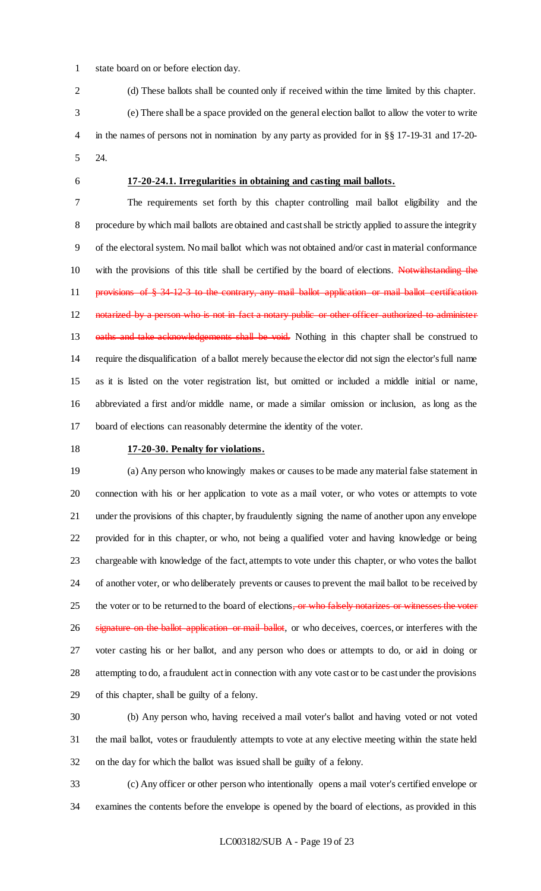state board on or before election day.

(d) These ballots shall be counted only if received within the time limited by this chapter.

(e) There shall be a space provided on the general election ballot to allow the voter to write in the names of persons not in nomination by any party as provided for in §§ 17-19-31 and 17-20-24.

**17-20-24.1. Irregularities in obtaining and casting mail ballots.**

The requirements set forth by this chapter controlling mail ballot eligibility and the procedure by which mail ballots are obtained and cast shall be strictly applied to assure the integrity of the electoral system. No mail ballot which was not obtained and/or cast in material conformance with the provisions of this title shall be certified by the board of elections. ~~Notwithstanding the provisions of § 34-12-3 to the contrary, any mail ballot application or mail ballot certification notarized by a person who is not in fact a notary public or other officer authorized to administer oaths and take acknowledgements shall be void.~~ Nothing in this chapter shall be construed to require the disqualification of a ballot merely because the elector did not sign the elector's full name as it is listed on the voter registration list, but omitted or included a middle initial or name, abbreviated a first and/or middle name, or made a similar omission or inclusion, as long as the board of elections can reasonably determine the identity of the voter.

**17-20-30. Penalty for violations.**

(a) Any person who knowingly makes or causes to be made any material false statement in connection with his or her application to vote as a mail voter, or who votes or attempts to vote under the provisions of this chapter, by fraudulently signing the name of another upon any envelope provided for in this chapter, or who, not being a qualified voter and having knowledge or being chargeable with knowledge of the fact, attempts to vote under this chapter, or who votes the ballot of another voter, or who deliberately prevents or causes to prevent the mail ballot to be received by the voter or to be returned to the board of elections~~, or who falsely notarizes or witnesses the voter signature on the ballot application or mail ballot~~, or who deceives, coerces, or interferes with the voter casting his or her ballot, and any person who does or attempts to do, or aid in doing or attempting to do, a fraudulent act in connection with any vote cast or to be cast under the provisions of this chapter, shall be guilty of a felony.

(b) Any person who, having received a mail voter's ballot and having voted or not voted the mail ballot, votes or fraudulently attempts to vote at any elective meeting within the state held on the day for which the ballot was issued shall be guilty of a felony.

(c) Any officer or other person who intentionally opens a mail voter's certified envelope or examines the contents before the envelope is opened by the board of elections, as provided in this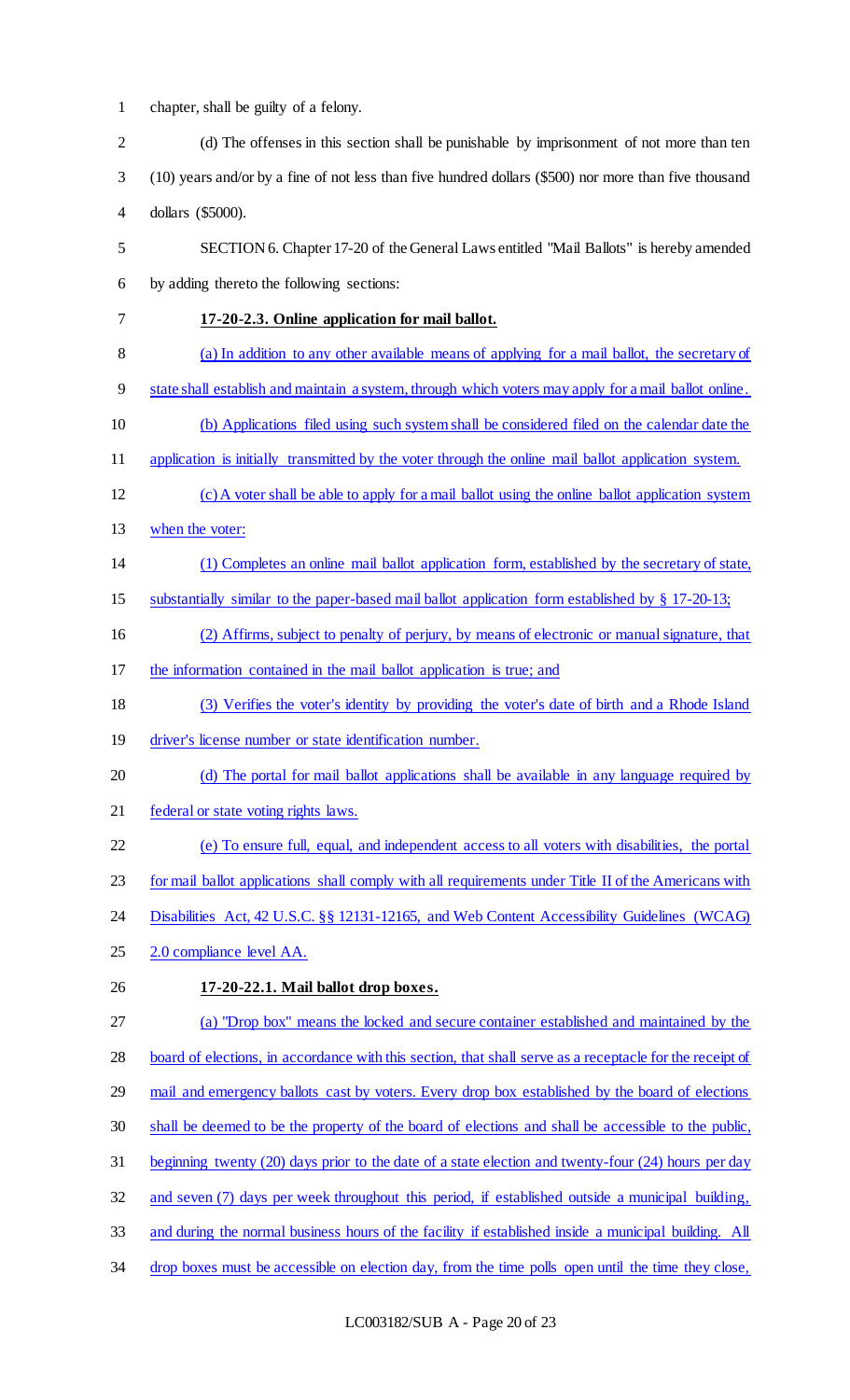chapter, shall be guilty of a felony.

(d) The offenses in this section shall be punishable by imprisonment of not more than ten (10) years and/or by a fine of not less than five hundred dollars ($500) nor more than five thousand dollars ($5000).

SECTION 6. Chapter 17-20 of the General Laws entitled "Mail Ballots" is hereby amended by adding thereto the following sections:

**17-20-2.3. Online application for mail ballot.**

(a) In addition to any other available means of applying for a mail ballot, the secretary of state shall establish and maintain a system, through which voters may apply for a mail ballot online.

(b) Applications filed using such system shall be considered filed on the calendar date the application is initially transmitted by the voter through the online mail ballot application system.

(c) A voter shall be able to apply for a mail ballot using the online ballot application system when the voter:

(1) Completes an online mail ballot application form, established by the secretary of state, substantially similar to the paper-based mail ballot application form established by § 17-20-13;

(2) Affirms, subject to penalty of perjury, by means of electronic or manual signature, that the information contained in the mail ballot application is true; and

(3) Verifies the voter's identity by providing the voter's date of birth and a Rhode Island driver's license number or state identification number.

(d) The portal for mail ballot applications shall be available in any language required by federal or state voting rights laws.

(e) To ensure full, equal, and independent access to all voters with disabilities, the portal for mail ballot applications shall comply with all requirements under Title II of the Americans with Disabilities Act, 42 U.S.C. §§ 12131-12165, and Web Content Accessibility Guidelines (WCAG) 2.0 compliance level AA.

**17-20-22.1. Mail ballot drop boxes.**

(a) "Drop box" means the locked and secure container established and maintained by the board of elections, in accordance with this section, that shall serve as a receptacle for the receipt of mail and emergency ballots cast by voters. Every drop box established by the board of elections shall be deemed to be the property of the board of elections and shall be accessible to the public, beginning twenty (20) days prior to the date of a state election and twenty-four (24) hours per day and seven (7) days per week throughout this period, if established outside a municipal building, and during the normal business hours of the facility if established inside a municipal building. All drop boxes must be accessible on election day, from the time polls open until the time they close,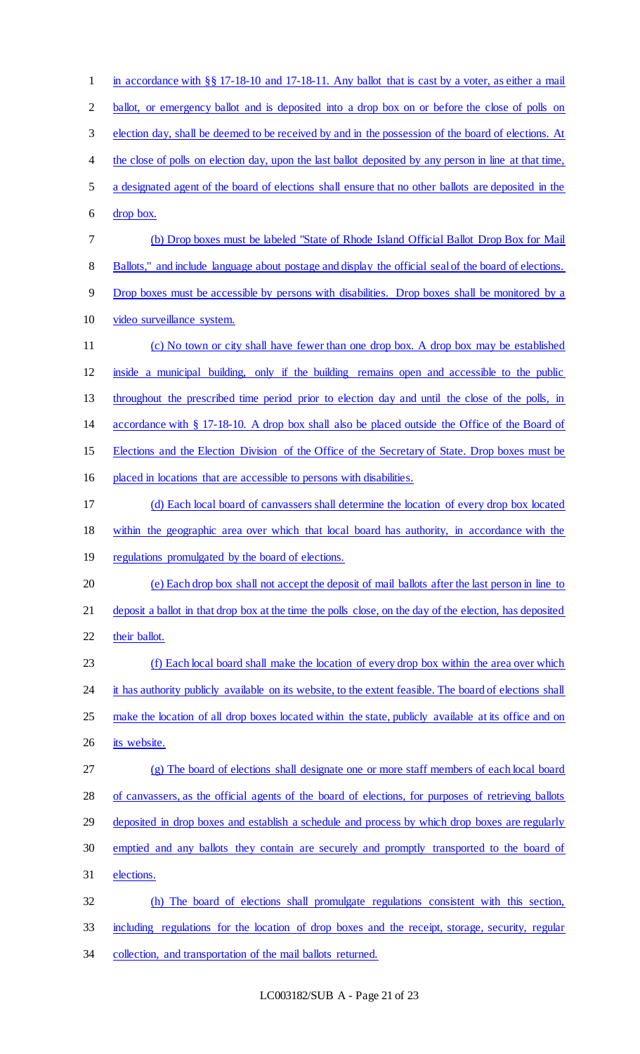in accordance with §§ 17-18-10 and 17-18-11. Any ballot that is cast by a voter, as either a mail ballot, or emergency ballot and is deposited into a drop box on or before the close of polls on election day, shall be deemed to be received by and in the possession of the board of elections. At the close of polls on election day, upon the last ballot deposited by any person in line at that time, a designated agent of the board of elections shall ensure that no other ballots are deposited in the drop box.

(b) Drop boxes must be labeled "State of Rhode Island Official Ballot Drop Box for Mail Ballots," and include language about postage and display the official seal of the board of elections. Drop boxes must be accessible by persons with disabilities. Drop boxes shall be monitored by a video surveillance system.

(c) No town or city shall have fewer than one drop box. A drop box may be established inside a municipal building, only if the building remains open and accessible to the public throughout the prescribed time period prior to election day and until the close of the polls, in accordance with § 17-18-10. A drop box shall also be placed outside the Office of the Board of Elections and the Election Division of the Office of the Secretary of State. Drop boxes must be placed in locations that are accessible to persons with disabilities.

(d) Each local board of canvassers shall determine the location of every drop box located within the geographic area over which that local board has authority, in accordance with the regulations promulgated by the board of elections.

(e) Each drop box shall not accept the deposit of mail ballots after the last person in line to deposit a ballot in that drop box at the time the polls close, on the day of the election, has deposited their ballot.

(f) Each local board shall make the location of every drop box within the area over which it has authority publicly available on its website, to the extent feasible. The board of elections shall make the location of all drop boxes located within the state, publicly available at its office and on its website.

(g) The board of elections shall designate one or more staff members of each local board of canvassers, as the official agents of the board of elections, for purposes of retrieving ballots deposited in drop boxes and establish a schedule and process by which drop boxes are regularly emptied and any ballots they contain are securely and promptly transported to the board of elections.

(h) The board of elections shall promulgate regulations consistent with this section, including regulations for the location of drop boxes and the receipt, storage, security, regular collection, and transportation of the mail ballots returned.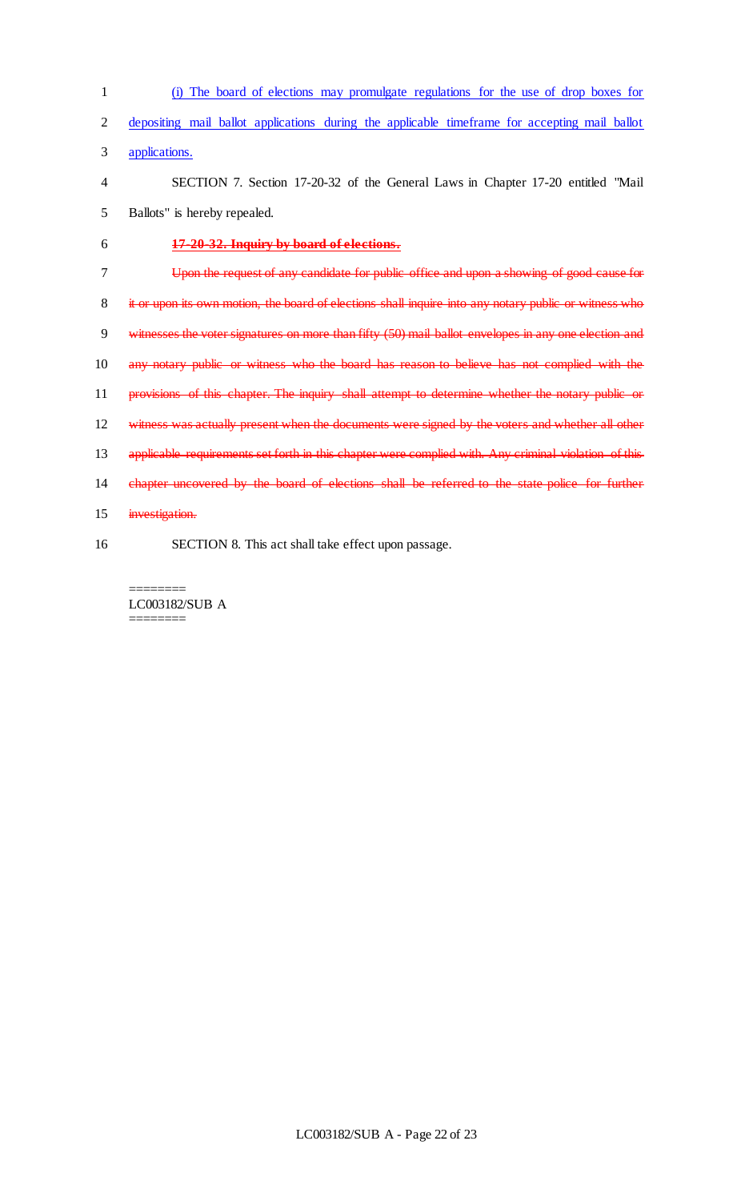(i) The board of elections may promulgate regulations for the use of drop boxes for depositing mail ballot applications during the applicable timeframe for accepting mail ballot applications.

SECTION 7. Section 17-20-32 of the General Laws in Chapter 17-20 entitled "Mail Ballots" is hereby repealed.

~~**17-20-32. Inquiry by board of elections.**~~

~~Upon the request of any candidate for public office and upon a showing of good cause for it or upon its own motion, the board of elections shall inquire into any notary public or witness who witnesses the voter signatures on more than fifty (50) mail ballot envelopes in any one election and any notary public or witness who the board has reason to believe has not complied with the provisions of this chapter. The inquiry shall attempt to determine whether the notary public or witness was actually present when the documents were signed by the voters and whether all other applicable requirements set forth in this chapter were complied with. Any criminal violation of this chapter uncovered by the board of elections shall be referred to the state police for further investigation.~~

SECTION 8. This act shall take effect upon passage.

========
LC003182/SUB A
========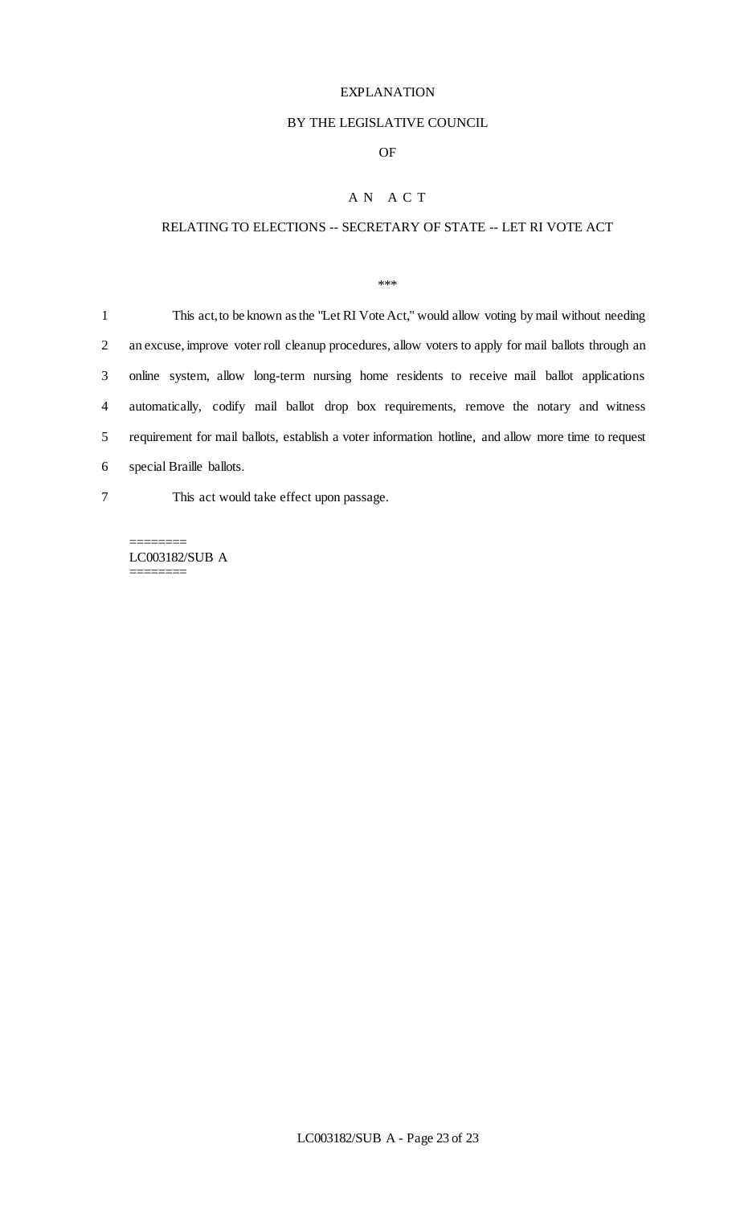EXPLANATION

BY THE LEGISLATIVE COUNCIL

OF

A N A C T

RELATING TO ELECTIONS -- SECRETARY OF STATE -- LET RI VOTE ACT

\*\*\*

1 This act, to be known as the "Let RI Vote Act," would allow voting by mail without needing
2 an excuse, improve voter roll cleanup procedures, allow voters to apply for mail ballots through an
3 online system, allow long-term nursing home residents to receive mail ballot applications
4 automatically, codify mail ballot drop box requirements, remove the notary and witness
5 requirement for mail ballots, establish a voter information hotline, and allow more time to request
6 special Braille ballots.

7 This act would take effect upon passage.

========
LC003182/SUB A
========